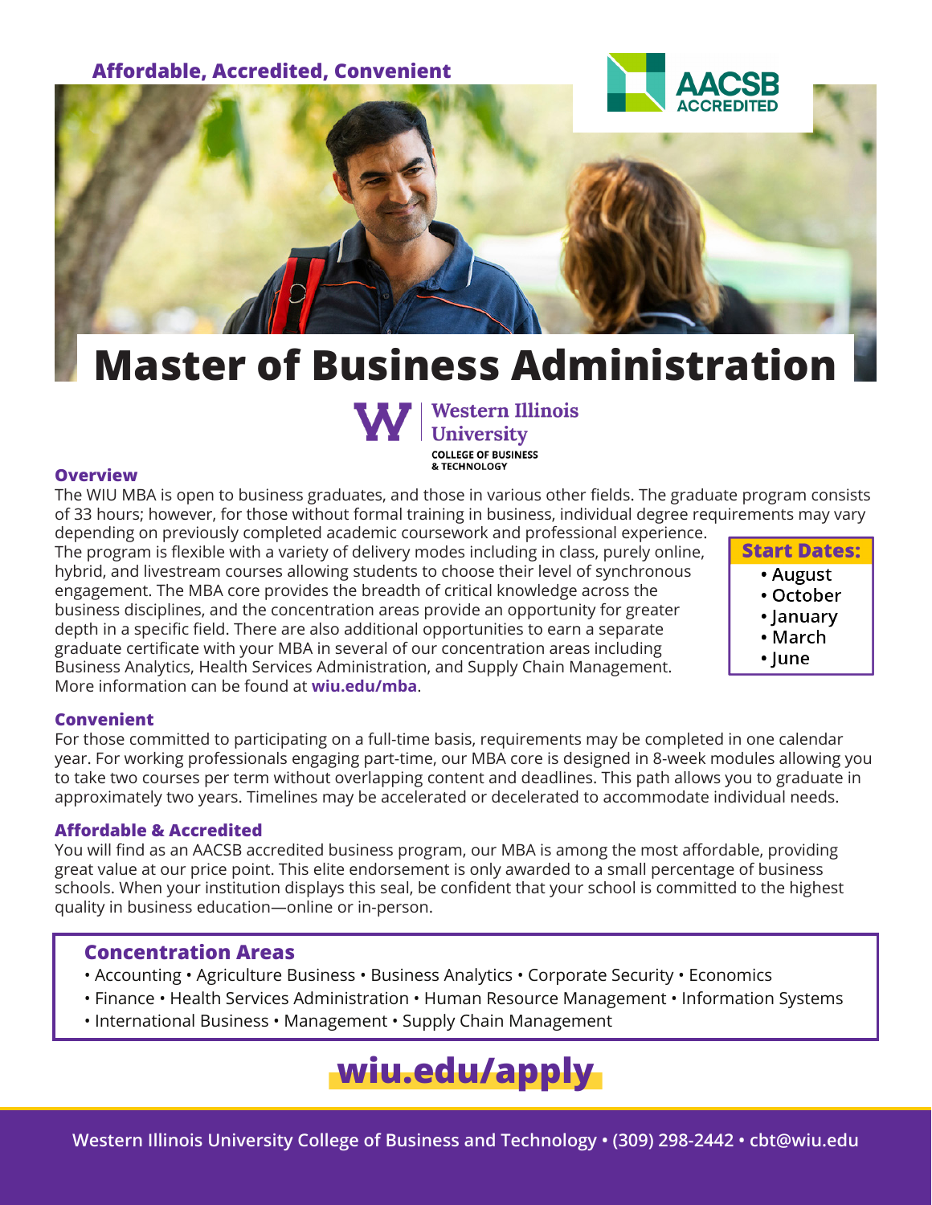**Affordable, Accredited, Convenient**

AACSB ACCREDITED

# Master of Business Administration

Western Illinois University
COLLEGE OF BUSINESS & TECHNOLOGY

### Overview

The WIU MBA is open to business graduates, and those in various other fields. The graduate program consists of 33 hours; however, for those without formal training in business, individual degree requirements may vary depending on previously completed academic coursework and professional experience. The program is flexible with a variety of delivery modes including in class, purely online, hybrid, and livestream courses allowing students to choose their level of synchronous engagement. The MBA core provides the breadth of critical knowledge across the business disciplines, and the concentration areas provide an opportunity for greater depth in a specific field. There are also additional opportunities to earn a separate graduate certificate with your MBA in several of our concentration areas including Business Analytics, Health Services Administration, and Supply Chain Management. More information can be found at **wiu.edu/mba**.

**Start Dates:**

- August
- October
- January
- March
- June

### Convenient

For those committed to participating on a full-time basis, requirements may be completed in one calendar year. For working professionals engaging part-time, our MBA core is designed in 8-week modules allowing you to take two courses per term without overlapping content and deadlines. This path allows you to graduate in approximately two years. Timelines may be accelerated or decelerated to accommodate individual needs.

### Affordable & Accredited

You will find as an AACSB accredited business program, our MBA is among the most affordable, providing great value at our price point. This elite endorsement is only awarded to a small percentage of business schools. When your institution displays this seal, be confident that your school is committed to the highest quality in business education—online or in-person.

### Concentration Areas

- Accounting • Agriculture Business • Business Analytics • Corporate Security • Economics
- Finance • Health Services Administration • Human Resource Management • Information Systems
- International Business • Management • Supply Chain Management

## wiu.edu/apply

Western Illinois University College of Business and Technology • (309) 298-2442 • cbt@wiu.edu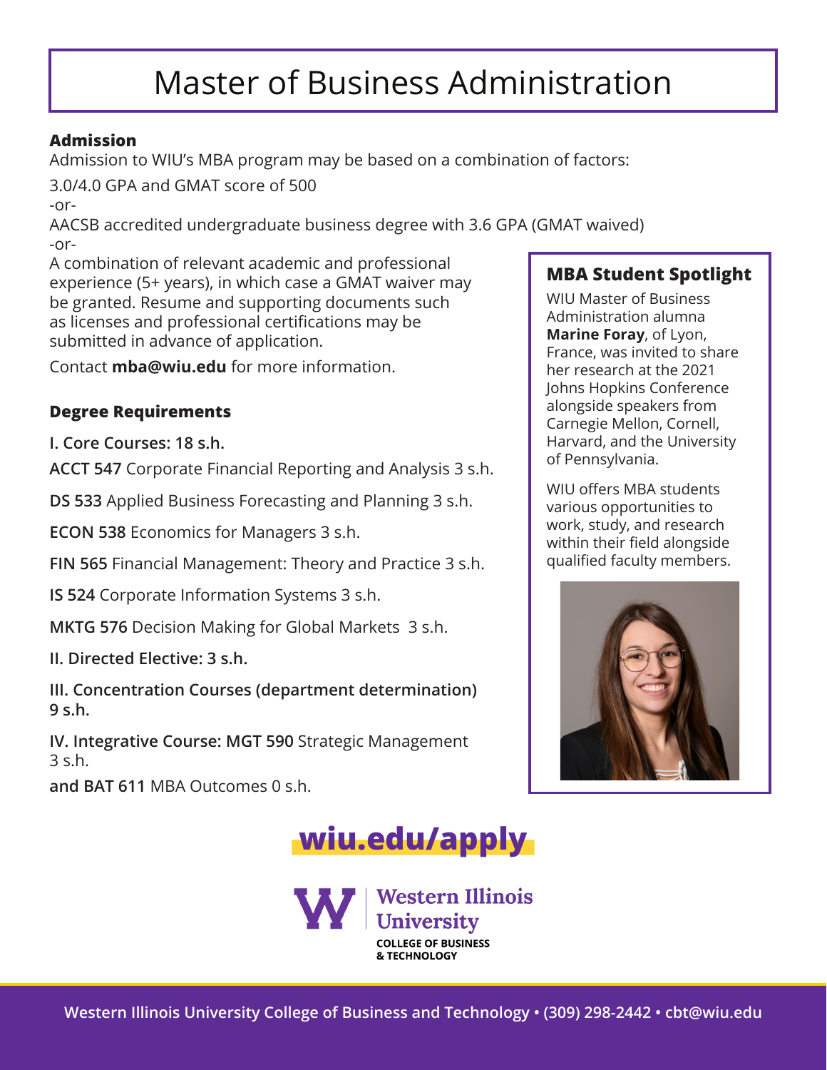# Master of Business Administration

## Admission

Admission to WIU's MBA program may be based on a combination of factors:

3.0/4.0 GPA and GMAT score of 500

-or-

AACSB accredited undergraduate business degree with 3.6 GPA (GMAT waived)

-or-

A combination of relevant academic and professional experience (5+ years), in which case a GMAT waiver may be granted. Resume and supporting documents such as licenses and professional certifications may be submitted in advance of application.

Contact **mba@wiu.edu** for more information.

## Degree Requirements

**I. Core Courses: 18 s.h.**

**ACCT 547** Corporate Financial Reporting and Analysis 3 s.h.

**DS 533** Applied Business Forecasting and Planning 3 s.h.

**ECON 538** Economics for Managers 3 s.h.

**FIN 565** Financial Management: Theory and Practice 3 s.h.

**IS 524** Corporate Information Systems 3 s.h.

**MKTG 576** Decision Making for Global Markets 3 s.h.

**II. Directed Elective: 3 s.h.**

**III. Concentration Courses (department determination) 9 s.h.**

**IV. Integrative Course: MGT 590** Strategic Management 3 s.h.

**and BAT 611** MBA Outcomes 0 s.h.

## MBA Student Spotlight

WIU Master of Business Administration alumna **Marine Foray**, of Lyon, France, was invited to share her research at the 2021 Johns Hopkins Conference alongside speakers from Carnegie Mellon, Cornell, Harvard, and the University of Pennsylvania.

WIU offers MBA students various opportunities to work, study, and research within their field alongside qualified faculty members.

**wiu.edu/apply**

Western Illinois University
COLLEGE OF BUSINESS & TECHNOLOGY

Western Illinois University College of Business and Technology • (309) 298-2442 • cbt@wiu.edu